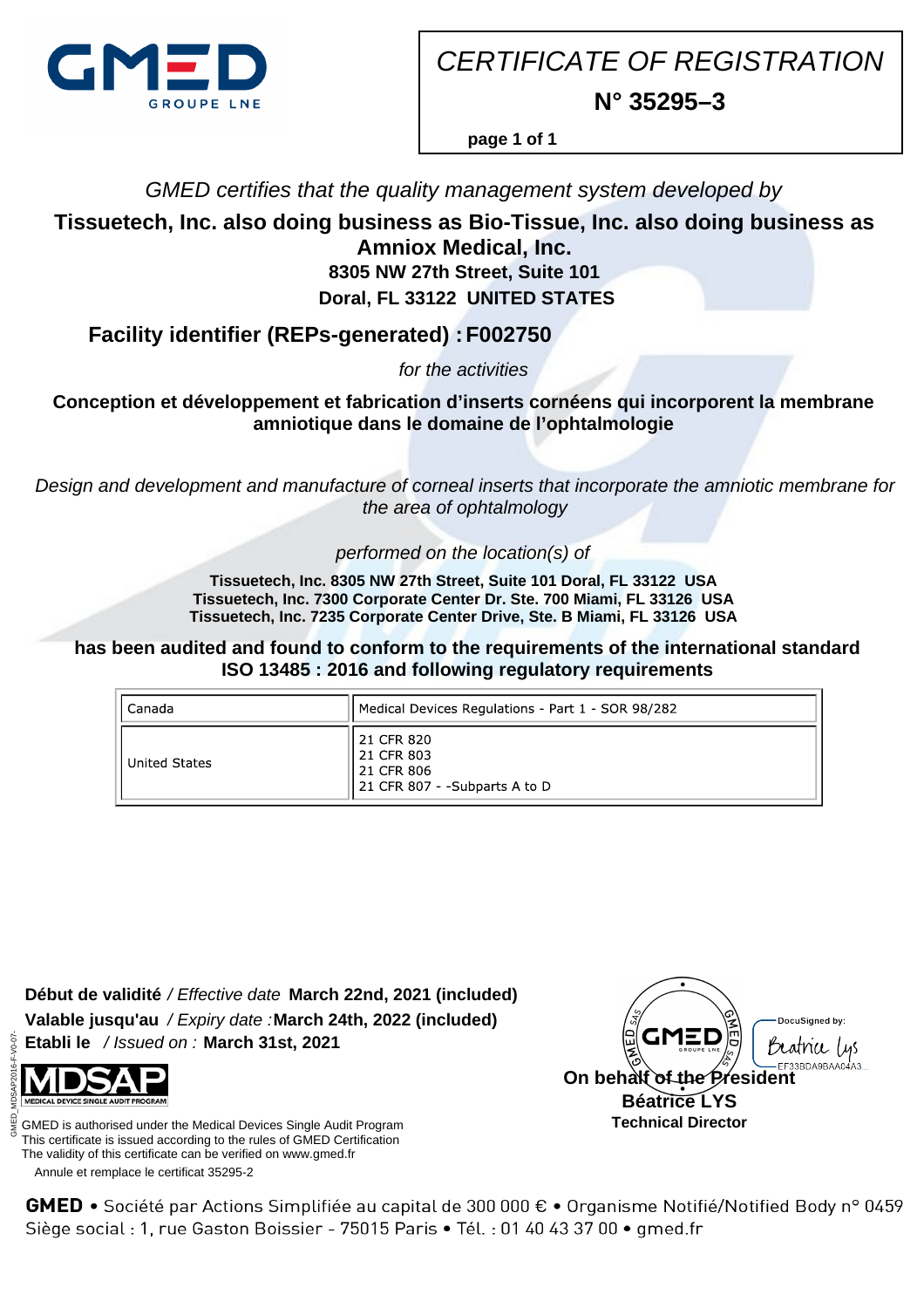GMED
GROUPE LNE

# CERTIFICATE OF REGISTRATION

## N° 35295–3

*GMED certifies that the quality management system developed by*

**Tissuetech, Inc. also doing business as Bio-Tissue, Inc. also doing business as Amniox Medical, Inc.**
**8305 NW 27th Street, Suite 101**
**Doral, FL 33122 UNITED STATES**

**Facility identifier (REPs-generated) : F002750**

*for the activities*

**Conception et développement et fabrication d'inserts cornéens qui incorporent la membrane amniotique dans le domaine de l'ophtalmologie**

*Design and development and manufacture of corneal inserts that incorporate the amniotic membrane for the area of ophtalmology*

*performed on the location(s) of*

**Tissuetech, Inc. 8305 NW 27th Street, Suite 101 Doral, FL 33122 USA**
**Tissuetech, Inc. 7300 Corporate Center Dr. Ste. 700 Miami, FL 33126 USA**
**Tissuetech, Inc. 7235 Corporate Center Drive, Ste. B Miami, FL 33126 USA**

**has been audited and found to conform to the requirements of the international standard ISO 13485 : 2016 and following regulatory requirements**

| | |
|---|---|
| Canada | Medical Devices Regulations - Part 1 - SOR 98/282 |
| United States | 21 CFR 820<br>21 CFR 803<br>21 CFR 806<br>21 CFR 807 - -Subparts A to D |

**Début de validité** / *Effective date* **March 22nd, 2021 (included)**
**Valable jusqu'au** / *Expiry date :* **March 24th, 2022 (included)**
**Etabli le** / *Issued on :* **March 31st, 2021**

MDSAP
MEDICAL DEVICE SINGLE AUDIT PROGRAM

GMED is authorised under the Medical Devices Single Audit Program
This certificate is issued according to the rules of GMED Certification
The validity of this certificate can be verified on www.gmed.fr

Annule et remplace le certificat 35295-2

DocuSigned by: Béatrice Lys
EF33BDA9BAA04A3...

**On behalf of the President**
**Béatrice LYS**
**Technical Director**

GMED_MDSAP2016-F-V0-07-

**GMED** • Société par Actions Simplifiée au capital de 300 000 € • Organisme Notifié/Notified Body n° 0459
Siège social : 1, rue Gaston Boissier - 75015 Paris • Tél. : 01 40 43 37 00 • gmed.fr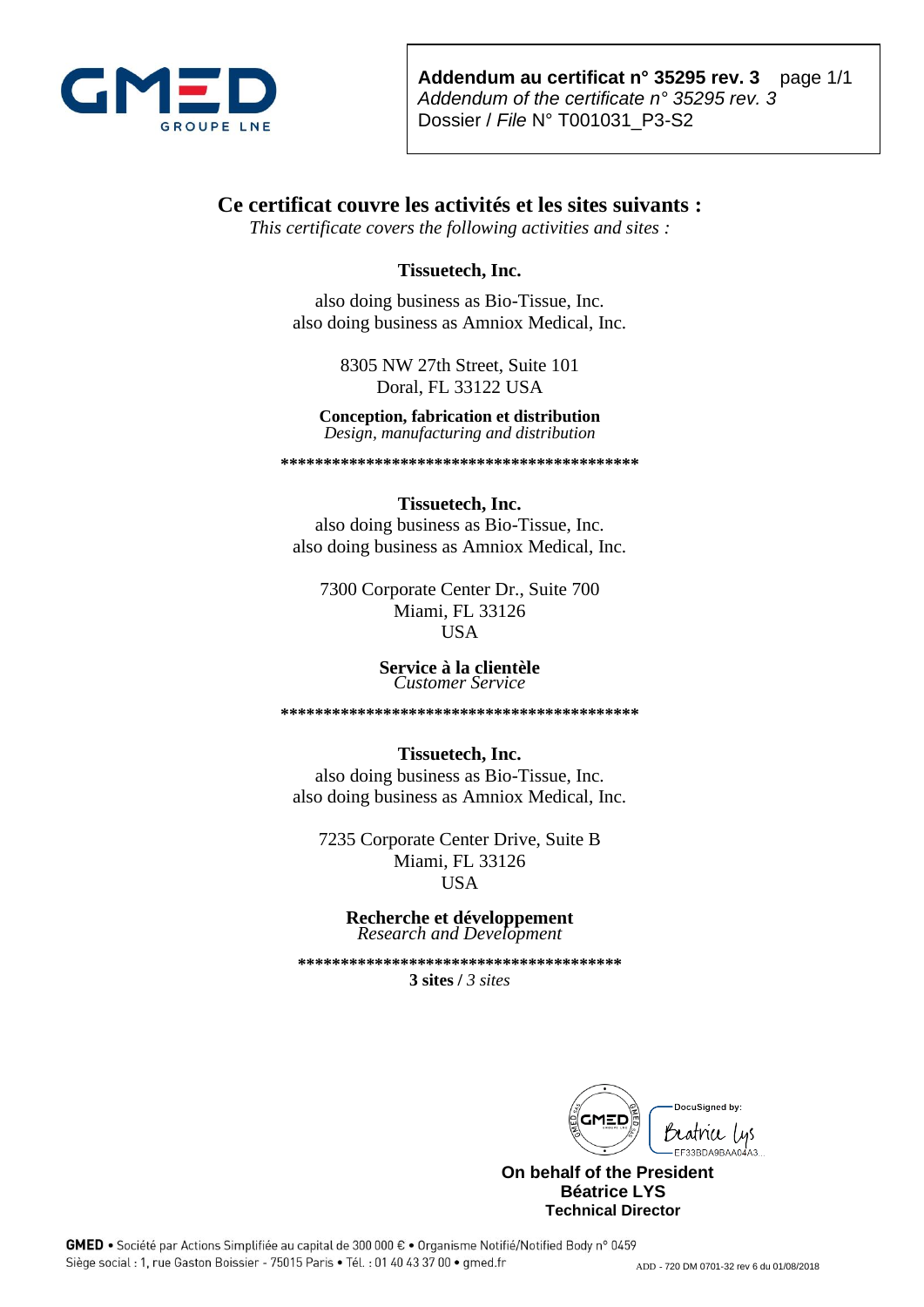**Addendum au certificat n° 35295 rev. 3** page 1/1
*Addendum of the certificate n° 35295 rev. 3*
Dossier / *File* N° T001031_P3-S2

## Ce certificat couvre les activités et les sites suivants :

*This certificate covers the following activities and sites :*

**Tissuetech, Inc.**

also doing business as Bio-Tissue, Inc.
also doing business as Amniox Medical, Inc.

8305 NW 27th Street, Suite 101
Doral, FL 33122 USA

**Conception, fabrication et distribution**
*Design, manufacturing and distribution*

*******************************************

**Tissuetech, Inc.**
also doing business as Bio-Tissue, Inc.
also doing business as Amniox Medical, Inc.

7300 Corporate Center Dr., Suite 700
Miami, FL 33126
USA

**Service à la clientèle**
*Customer Service*

*******************************************

**Tissuetech, Inc.**
also doing business as Bio-Tissue, Inc.
also doing business as Amniox Medical, Inc.

7235 Corporate Center Drive, Suite B
Miami, FL 33126
USA

**Recherche et développement**
*Research and Development*

***************************************
**3 sites** / *3 sites*

DocuSigned by:
Béatrice Lys
EF33BDA9BAA04A3...

**On behalf of the President**
**Béatrice LYS**
**Technical Director**

**GMED** • Société par Actions Simplifiée au capital de 300 000 € • Organisme Notifié/Notified Body n° 0459
Siège social : 1, rue Gaston Boissier - 75015 Paris • Tél. : 01 40 43 37 00 • gmed.fr

ADD - 720 DM 0701-32 rev 6 du 01/08/2018